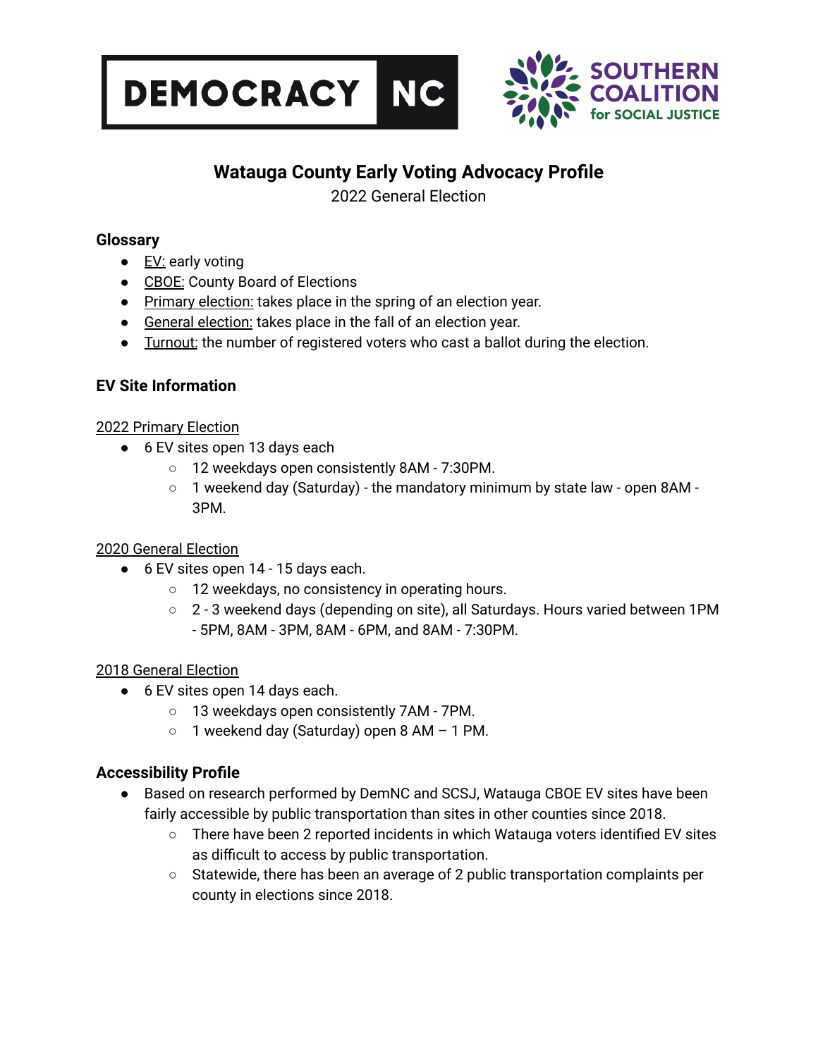DEMOCRACY NC

SOUTHERN COALITION for SOCIAL JUSTICE

# Watauga County Early Voting Advocacy Profile

2022 General Election

## Glossary

- EV: early voting
- CBOE: County Board of Elections
- Primary election: takes place in the spring of an election year.
- General election: takes place in the fall of an election year.
- Turnout: the number of registered voters who cast a ballot during the election.

## EV Site Information

2022 Primary Election

- 6 EV sites open 13 days each
  - 12 weekdays open consistently 8AM - 7:30PM.
  - 1 weekend day (Saturday) - the mandatory minimum by state law - open 8AM - 3PM.

2020 General Election

- 6 EV sites open 14 - 15 days each.
  - 12 weekdays, no consistency in operating hours.
  - 2 - 3 weekend days (depending on site), all Saturdays. Hours varied between 1PM - 5PM, 8AM - 3PM, 8AM - 6PM, and 8AM - 7:30PM.

2018 General Election

- 6 EV sites open 14 days each.
  - 13 weekdays open consistently 7AM - 7PM.
  - 1 weekend day (Saturday) open 8 AM – 1 PM.

## Accessibility Profile

- Based on research performed by DemNC and SCSJ, Watauga CBOE EV sites have been fairly accessible by public transportation than sites in other counties since 2018.
  - There have been 2 reported incidents in which Watauga voters identified EV sites as difficult to access by public transportation.
  - Statewide, there has been an average of 2 public transportation complaints per county in elections since 2018.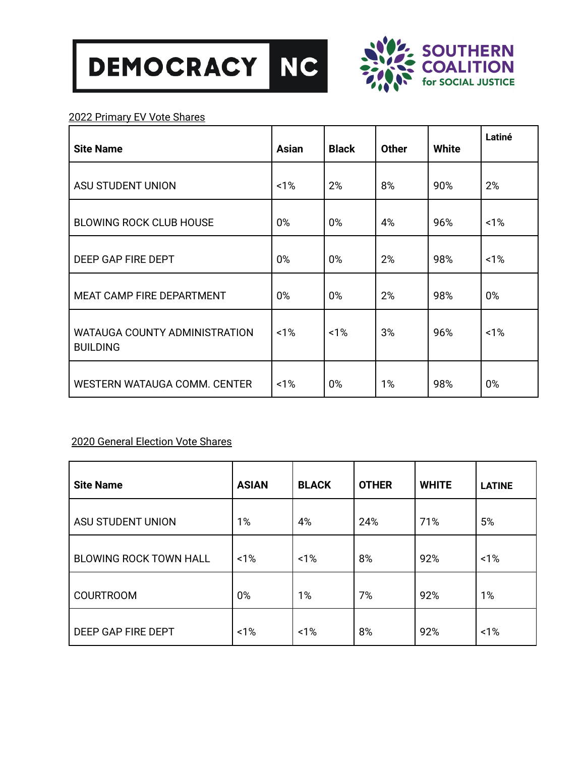DEMOCRACY NC

SOUTHERN COALITION for SOCIAL JUSTICE

2022 Primary EV Vote Shares

| Site Name | Asian | Black | Other | White | Latiné |
|---|---|---|---|---|---|
| ASU STUDENT UNION | <1% | 2% | 8% | 90% | 2% |
| BLOWING ROCK CLUB HOUSE | 0% | 0% | 4% | 96% | <1% |
| DEEP GAP FIRE DEPT | 0% | 0% | 2% | 98% | <1% |
| MEAT CAMP FIRE DEPARTMENT | 0% | 0% | 2% | 98% | 0% |
| WATAUGA COUNTY ADMINISTRATION BUILDING | <1% | <1% | 3% | 96% | <1% |
| WESTERN WATAUGA COMM. CENTER | <1% | 0% | 1% | 98% | 0% |

2020 General Election Vote Shares

| Site Name | ASIAN | BLACK | OTHER | WHITE | LATINE |
|---|---|---|---|---|---|
| ASU STUDENT UNION | 1% | 4% | 24% | 71% | 5% |
| BLOWING ROCK TOWN HALL | <1% | <1% | 8% | 92% | <1% |
| COURTROOM | 0% | 1% | 7% | 92% | 1% |
| DEEP GAP FIRE DEPT | <1% | <1% | 8% | 92% | <1% |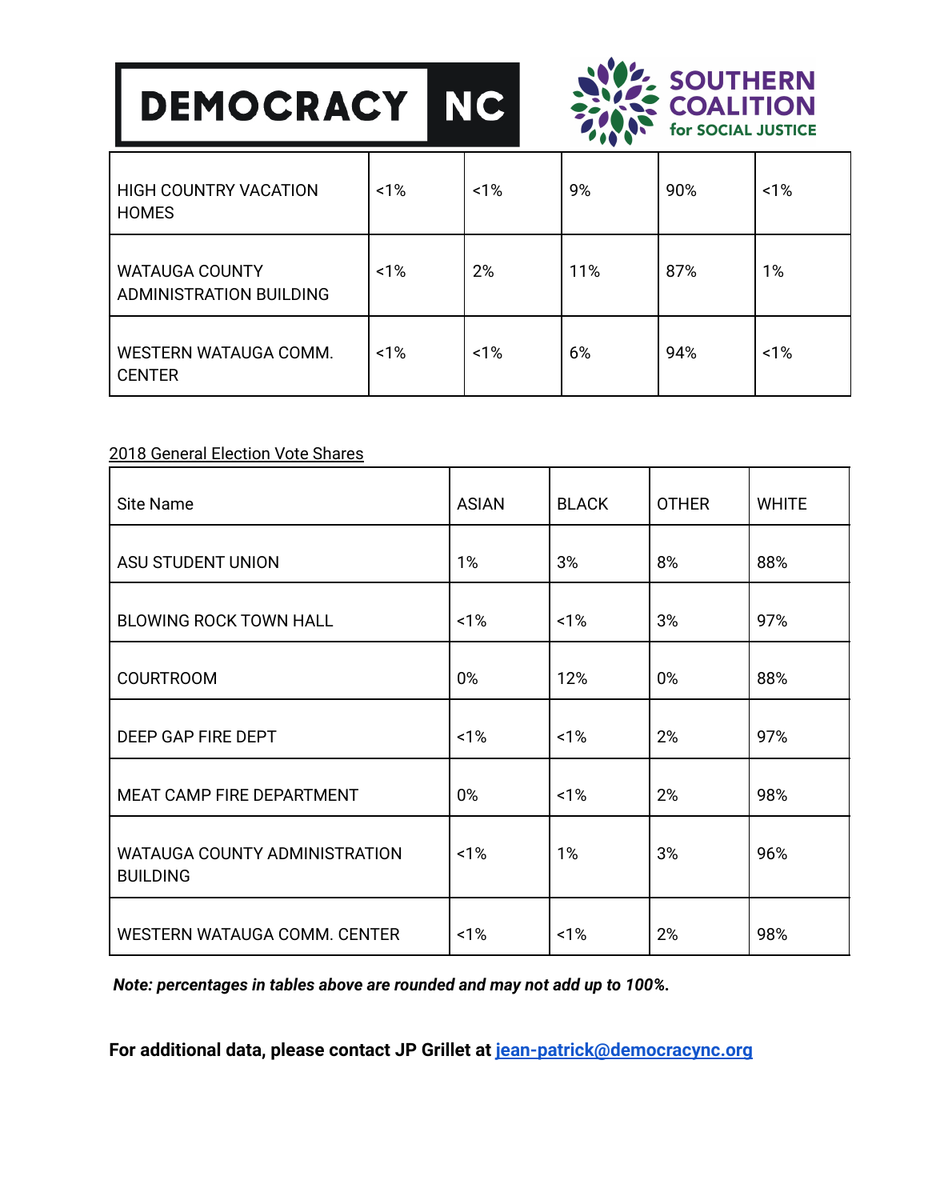| | | | | | |
|---|---|---|---|---|---|
| HIGH COUNTRY VACATION HOMES | <1% | <1% | 9% | 90% | <1% |
| WATAUGA COUNTY ADMINISTRATION BUILDING | <1% | 2% | 11% | 87% | 1% |
| WESTERN WATAUGA COMM. CENTER | <1% | <1% | 6% | 94% | <1% |

2018 General Election Vote Shares

| Site Name | ASIAN | BLACK | OTHER | WHITE |
|---|---|---|---|---|
| ASU STUDENT UNION | 1% | 3% | 8% | 88% |
| BLOWING ROCK TOWN HALL | <1% | <1% | 3% | 97% |
| COURTROOM | 0% | 12% | 0% | 88% |
| DEEP GAP FIRE DEPT | <1% | <1% | 2% | 97% |
| MEAT CAMP FIRE DEPARTMENT | 0% | <1% | 2% | 98% |
| WATAUGA COUNTY ADMINISTRATION BUILDING | <1% | 1% | 3% | 96% |
| WESTERN WATAUGA COMM. CENTER | <1% | <1% | 2% | 98% |

***Note: percentages in tables above are rounded and may not add up to 100%.***

**For additional data, please contact JP Grillet at jean-patrick@democracync.org**